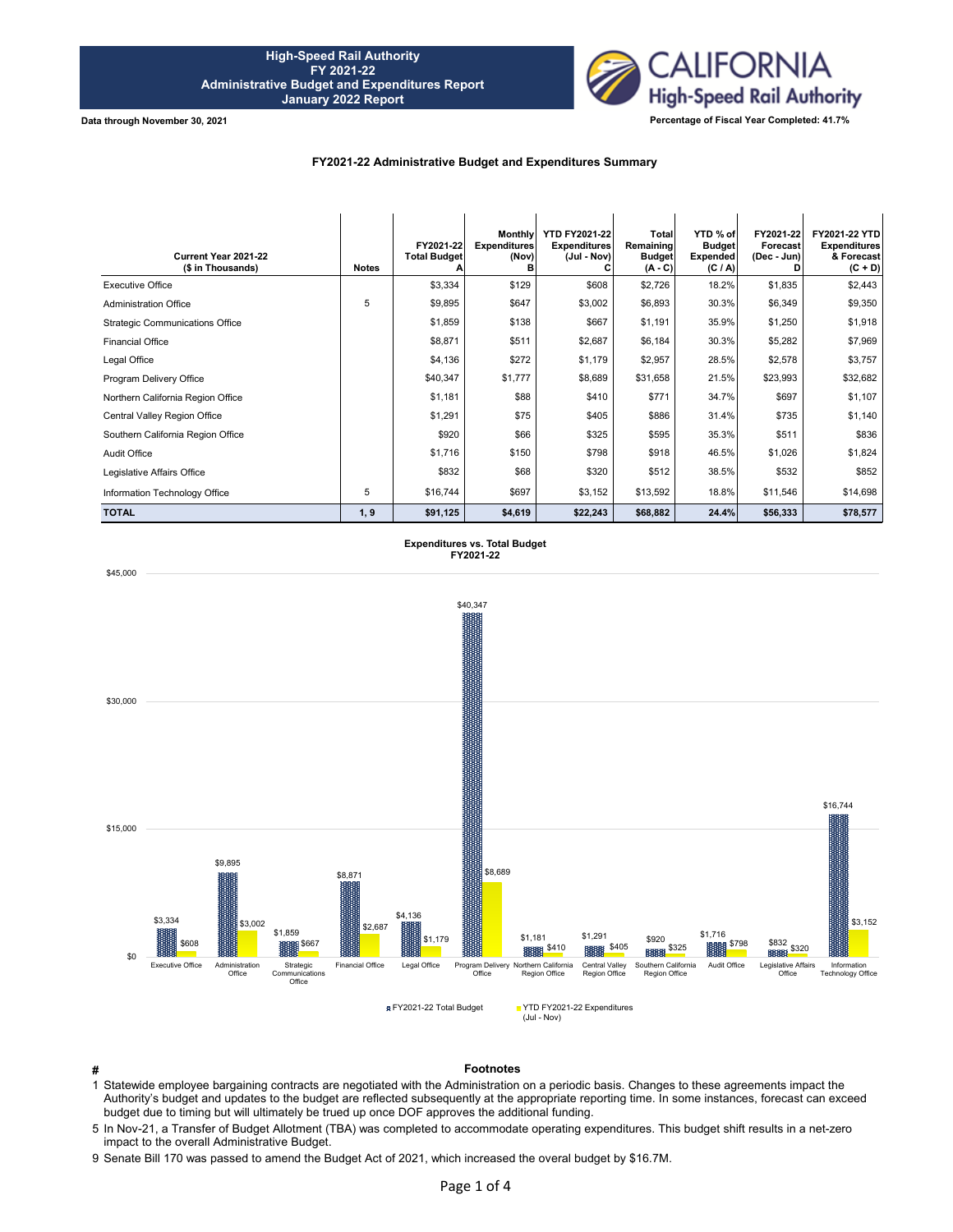# High-Speed Rail Authority
## FY 2021-22
## Administrative Budget and Expenditures Report
## January 2022 Report

**Data through November 30, 2021**

**Percentage of Fiscal Year Completed: 41.7%**

### FY2021-22 Administrative Budget and Expenditures Summary

| Current Year 2021-22 ($ in Thousands) | Notes | FY2021-22 Total Budget A | Monthly Expenditures (Nov) B | YTD FY2021-22 Expenditures (Jul - Nov) C | Total Remaining Budget (A - C) | YTD % of Budget Expended (C / A) | FY2021-22 Forecast (Dec - Jun) D | FY2021-22 YTD Expenditures & Forecast (C + D) |
|---|---|---|---|---|---|---|---|---|
| Executive Office | | $3,334 | $129 | $608 | $2,726 | 18.2% | $1,835 | $2,443 |
| Administration Office | 5 | $9,895 | $647 | $3,002 | $6,893 | 30.3% | $6,349 | $9,350 |
| Strategic Communications Office | | $1,859 | $138 | $667 | $1,191 | 35.9% | $1,250 | $1,918 |
| Financial Office | | $8,871 | $511 | $2,687 | $6,184 | 30.3% | $5,282 | $7,969 |
| Legal Office | | $4,136 | $272 | $1,179 | $2,957 | 28.5% | $2,578 | $3,757 |
| Program Delivery Office | | $40,347 | $1,777 | $8,689 | $31,658 | 21.5% | $23,993 | $32,682 |
| Northern California Region Office | | $1,181 | $88 | $410 | $771 | 34.7% | $697 | $1,107 |
| Central Valley Region Office | | $1,291 | $75 | $405 | $886 | 31.4% | $735 | $1,140 |
| Southern California Region Office | | $920 | $66 | $325 | $595 | 35.3% | $511 | $836 |
| Audit Office | | $1,716 | $150 | $798 | $918 | 46.5% | $1,026 | $1,824 |
| Legislative Affairs Office | | $832 | $68 | $320 | $512 | 38.5% | $532 | $852 |
| Information Technology Office | 5 | $16,744 | $697 | $3,152 | $13,592 | 18.8% | $11,546 | $14,698 |
| **TOTAL** | **1, 9** | **$91,125** | **$4,619** | **$22,243** | **$68,882** | **24.4%** | **$56,333** | **$78,577** |

**Expenditures vs. Total Budget FY2021-22**

| Office | FY2021-22 Total Budget | YTD FY2021-22 Expenditures (Jul - Nov) |
|---|---|---|
| Executive Office | $3,334 | $608 |
| Administration Office | $9,895 | $3,002 |
| Strategic Communications Office | $1,859 | $667 |
| Financial Office | $8,871 | $2,687 |
| Legal Office | $4,136 | $1,179 |
| Program Delivery Office | $40,347 | $8,689 |
| Northern California Region Office | $1,181 | $410 |
| Central Valley Region Office | $1,291 | $405 |
| Southern California Region Office | $920 | $325 |
| Audit Office | $1,716 | $798 |
| Legislative Affairs Office | $832 | $320 |
| Information Technology Office | $16,744 | $3,152 |

### Footnotes

| # | |
|---|---|
| 1 | Statewide employee bargaining contracts are negotiated with the Administration on a periodic basis. Changes to these agreements impact the Authority's budget and updates to the budget are reflected subsequently at the appropriate reporting time. In some instances, forecast can exceed budget due to timing but will ultimately be trued up once DOF approves the additional funding. |
| 5 | In Nov-21, a Transfer of Budget Allotment (TBA) was completed to accommodate operating expenditures. This budget shift results in a net-zero impact to the overall Administrative Budget. |
| 9 | Senate Bill 170 was passed to amend the Budget Act of 2021, which increased the overal budget by $16.7M. |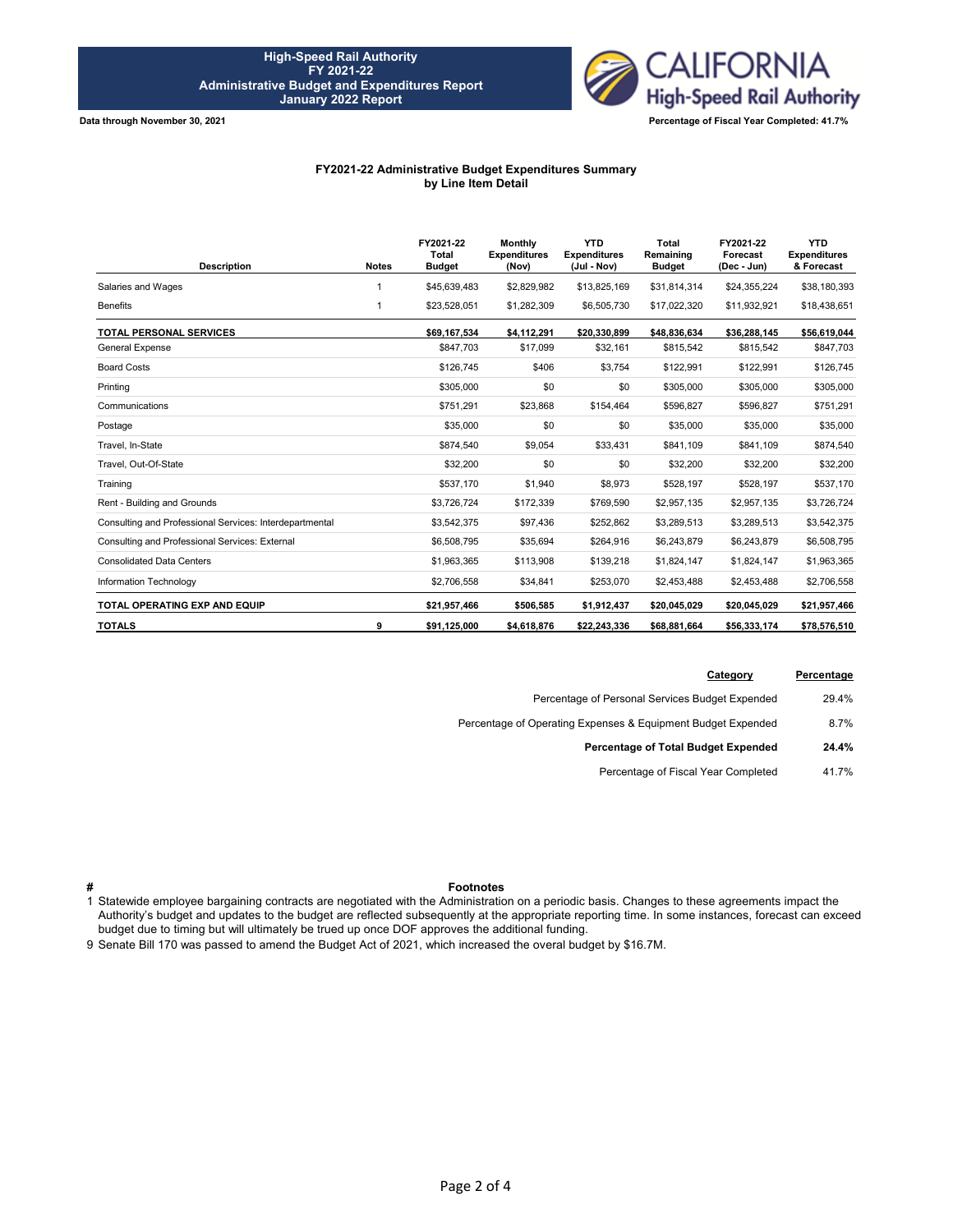**High-Speed Rail Authority**
**FY 2021-22**
**Administrative Budget and Expenditures Report**
**January 2022 Report**

**Data through November 30, 2021**

**Percentage of Fiscal Year Completed: 41.7%**

## FY2021-22 Administrative Budget Expenditures Summary by Line Item Detail

| Description | Notes | FY2021-22 Total Budget | Monthly Expenditures (Nov) | YTD Expenditures (Jul - Nov) | Total Remaining Budget | FY2021-22 Forecast (Dec - Jun) | YTD Expenditures & Forecast |
|---|---|---|---|---|---|---|---|
| Salaries and Wages | 1 | $45,639,483 | $2,829,982 | $13,825,169 | $31,814,314 | $24,355,224 | $38,180,393 |
| Benefits | 1 | $23,528,051 | $1,282,309 | $6,505,730 | $17,022,320 | $11,932,921 | $18,438,651 |
| **TOTAL PERSONAL SERVICES** | | **$69,167,534** | **$4,112,291** | **$20,330,899** | **$48,836,634** | **$36,288,145** | **$56,619,044** |
| General Expense | | $847,703 | $17,099 | $32,161 | $815,542 | $815,542 | $847,703 |
| Board Costs | | $126,745 | $406 | $3,754 | $122,991 | $122,991 | $126,745 |
| Printing | | $305,000 | $0 | $0 | $305,000 | $305,000 | $305,000 |
| Communications | | $751,291 | $23,868 | $154,464 | $596,827 | $596,827 | $751,291 |
| Postage | | $35,000 | $0 | $0 | $35,000 | $35,000 | $35,000 |
| Travel, In-State | | $874,540 | $9,054 | $33,431 | $841,109 | $841,109 | $874,540 |
| Travel, Out-Of-State | | $32,200 | $0 | $0 | $32,200 | $32,200 | $32,200 |
| Training | | $537,170 | $1,940 | $8,973 | $528,197 | $528,197 | $537,170 |
| Rent - Building and Grounds | | $3,726,724 | $172,339 | $769,590 | $2,957,135 | $2,957,135 | $3,726,724 |
| Consulting and Professional Services: Interdepartmental | | $3,542,375 | $97,436 | $252,862 | $3,289,513 | $3,289,513 | $3,542,375 |
| Consulting and Professional Services: External | | $6,508,795 | $35,694 | $264,916 | $6,243,879 | $6,243,879 | $6,508,795 |
| Consolidated Data Centers | | $1,963,365 | $113,908 | $139,218 | $1,824,147 | $1,824,147 | $1,963,365 |
| Information Technology | | $2,706,558 | $34,841 | $253,070 | $2,453,488 | $2,453,488 | $2,706,558 |
| **TOTAL OPERATING EXP AND EQUIP** | | **$21,957,466** | **$506,585** | **$1,912,437** | **$20,045,029** | **$20,045,029** | **$21,957,466** |
| **TOTALS** | **9** | **$91,125,000** | **$4,618,876** | **$22,243,336** | **$68,881,664** | **$56,333,174** | **$78,576,510** |

| Category | Percentage |
|---|---|
| Percentage of Personal Services Budget Expended | 29.4% |
| Percentage of Operating Expenses & Equipment Budget Expended | 8.7% |
| **Percentage of Total Budget Expended** | **24.4%** |
| Percentage of Fiscal Year Completed | 41.7% |

| # | Footnotes |
|---|---|
| 1 | Statewide employee bargaining contracts are negotiated with the Administration on a periodic basis. Changes to these agreements impact the Authority's budget and updates to the budget are reflected subsequently at the appropriate reporting time. In some instances, forecast can exceed budget due to timing but will ultimately be trued up once DOF approves the additional funding. |
| 9 | Senate Bill 170 was passed to amend the Budget Act of 2021, which increased the overal budget by $16.7M. |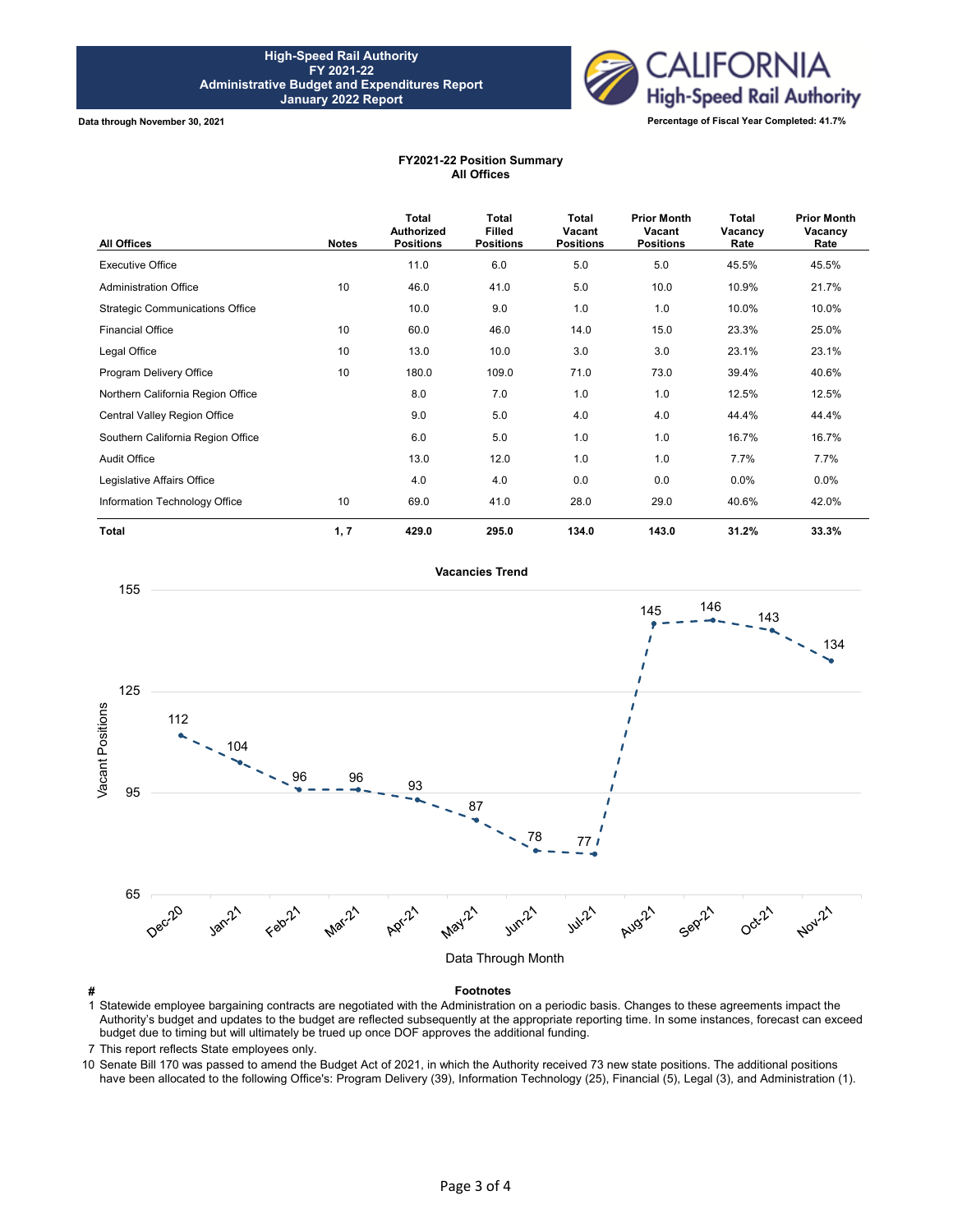**High-Speed Rail Authority**
**FY 2021-22**
**Administrative Budget and Expenditures Report**
**January 2022 Report**

**Data through November 30, 2021**

**Percentage of Fiscal Year Completed: 41.7%**

## FY2021-22 Position Summary
### All Offices

| All Offices | Notes | Total Authorized Positions | Total Filled Positions | Total Vacant Positions | Prior Month Vacant Positions | Total Vacancy Rate | Prior Month Vacancy Rate |
|---|---|---|---|---|---|---|---|
| Executive Office | | 11.0 | 6.0 | 5.0 | 5.0 | 45.5% | 45.5% |
| Administration Office | 10 | 46.0 | 41.0 | 5.0 | 10.0 | 10.9% | 21.7% |
| Strategic Communications Office | | 10.0 | 9.0 | 1.0 | 1.0 | 10.0% | 10.0% |
| Financial Office | 10 | 60.0 | 46.0 | 14.0 | 15.0 | 23.3% | 25.0% |
| Legal Office | 10 | 13.0 | 10.0 | 3.0 | 3.0 | 23.1% | 23.1% |
| Program Delivery Office | 10 | 180.0 | 109.0 | 71.0 | 73.0 | 39.4% | 40.6% |
| Northern California Region Office | | 8.0 | 7.0 | 1.0 | 1.0 | 12.5% | 12.5% |
| Central Valley Region Office | | 9.0 | 5.0 | 4.0 | 4.0 | 44.4% | 44.4% |
| Southern California Region Office | | 6.0 | 5.0 | 1.0 | 1.0 | 16.7% | 16.7% |
| Audit Office | | 13.0 | 12.0 | 1.0 | 1.0 | 7.7% | 7.7% |
| Legislative Affairs Office | | 4.0 | 4.0 | 0.0 | 0.0 | 0.0% | 0.0% |
| Information Technology Office | 10 | 69.0 | 41.0 | 28.0 | 29.0 | 40.6% | 42.0% |
| **Total** | **1, 7** | **429.0** | **295.0** | **134.0** | **143.0** | **31.2%** | **33.3%** |

### Vacancies Trend

| Data Through Month | Vacant Positions |
|---|---|
| Dec-20 | 112 |
| Jan-21 | 104 |
| Feb-21 | 96 |
| Mar-21 | 96 |
| Apr-21 | 93 |
| May-21 | 87 |
| Jun-21 | 78 |
| Jul-21 | 77 |
| Aug-21 | 145 |
| Sep-21 | 146 |
| Oct-21 | 143 |
| Nov-21 | 134 |

| # | Footnotes |
|---|---|
| 1 | Statewide employee bargaining contracts are negotiated with the Administration on a periodic basis. Changes to these agreements impact the Authority's budget and updates to the budget are reflected subsequently at the appropriate reporting time. In some instances, forecast can exceed budget due to timing but will ultimately be trued up once DOF approves the additional funding. |
| 7 | This report reflects State employees only. |
| 10 | Senate Bill 170 was passed to amend the Budget Act of 2021, in which the Authority received 73 new state positions. The additional positions have been allocated to the following Office's: Program Delivery (39), Information Technology (25), Financial (5), Legal (3), and Administration (1). |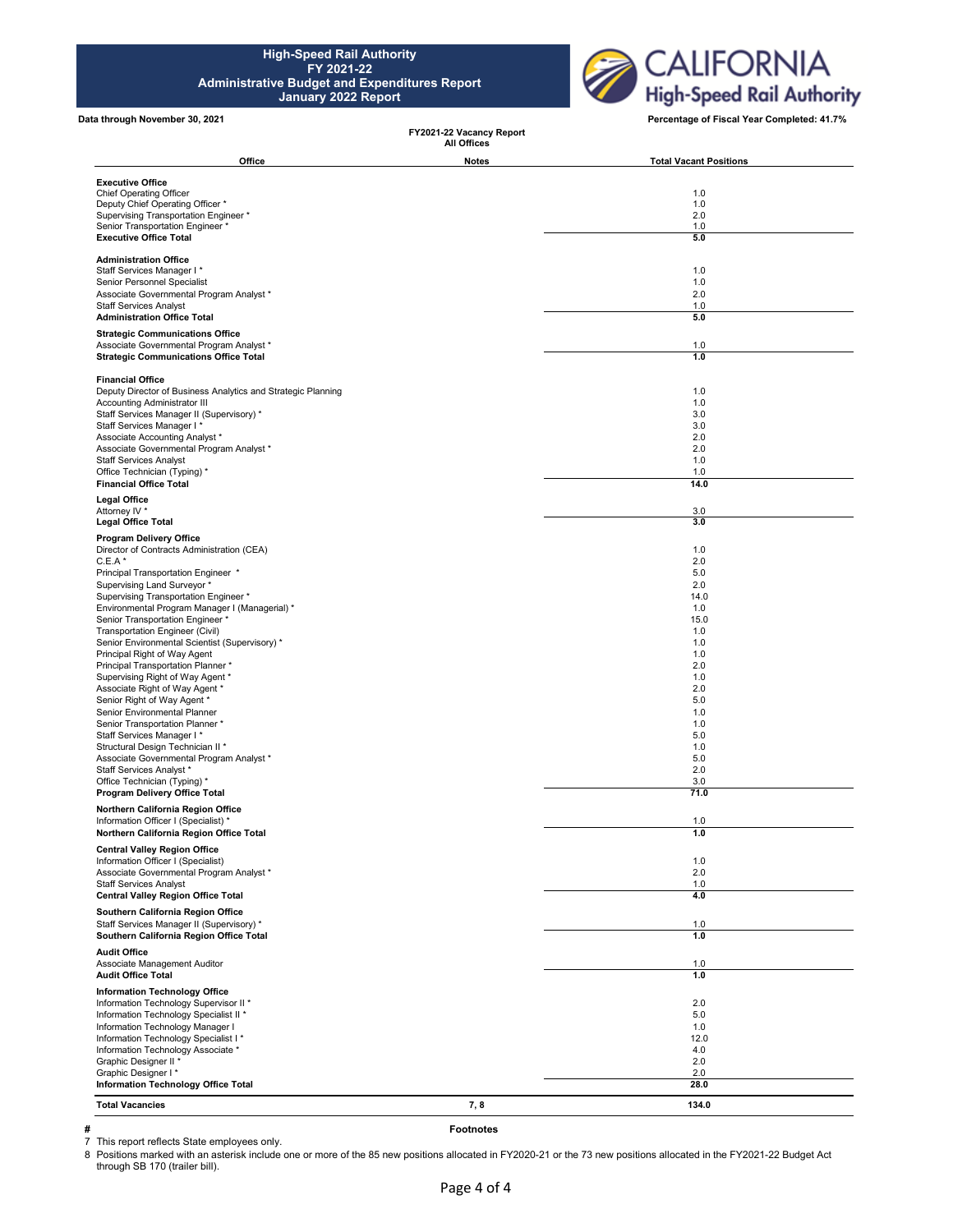# High-Speed Rail Authority
## FY 2021-22
## Administrative Budget and Expenditures Report
## January 2022 Report

CALIFORNIA High-Speed Rail Authority

**Data through November 30, 2021**

**Percentage of Fiscal Year Completed: 41.7%**

**FY2021-22 Vacancy Report**
**All Offices**

| Office | Notes | Total Vacant Positions |
|---|---|---|
| **Executive Office** | | |
| Chief Operating Officer | | 1.0 |
| Deputy Chief Operating Officer * | | 1.0 |
| Supervising Transportation Engineer * | | 2.0 |
| Senior Transportation Engineer * | | 1.0 |
| **Executive Office Total** | | **5.0** |
| **Administration Office** | | |
| Staff Services Manager I * | | 1.0 |
| Senior Personnel Specialist | | 1.0 |
| Associate Governmental Program Analyst * | | 2.0 |
| Staff Services Analyst | | 1.0 |
| **Administration Office Total** | | **5.0** |
| **Strategic Communications Office** | | |
| Associate Governmental Program Analyst * | | 1.0 |
| **Strategic Communications Office Total** | | **1.0** |
| **Financial Office** | | |
| Deputy Director of Business Analytics and Strategic Planning | | 1.0 |
| Accounting Administrator III | | 1.0 |
| Staff Services Manager II (Supervisory) * | | 3.0 |
| Staff Services Manager I * | | 3.0 |
| Associate Accounting Analyst * | | 2.0 |
| Associate Governmental Program Analyst * | | 2.0 |
| Staff Services Analyst | | 1.0 |
| Office Technician (Typing) * | | 1.0 |
| **Financial Office Total** | | **14.0** |
| **Legal Office** | | |
| Attorney IV * | | 3.0 |
| **Legal Office Total** | | **3.0** |
| **Program Delivery Office** | | |
| Director of Contracts Administration (CEA) | | 1.0 |
| C.E.A * | | 2.0 |
| Principal Transportation Engineer * | | 5.0 |
| Supervising Land Surveyor * | | 2.0 |
| Supervising Transportation Engineer * | | 14.0 |
| Environmental Program Manager I (Managerial) * | | 1.0 |
| Senior Transportation Engineer * | | 15.0 |
| Transportation Engineer (Civil) | | 1.0 |
| Senior Environmental Scientist (Supervisory) * | | 1.0 |
| Principal Right of Way Agent | | 1.0 |
| Principal Transportation Planner * | | 2.0 |
| Supervising Right of Way Agent * | | 1.0 |
| Associate Right of Way Agent * | | 2.0 |
| Senior Right of Way Agent * | | 5.0 |
| Senior Environmental Planner | | 1.0 |
| Senior Transportation Planner * | | 1.0 |
| Staff Services Manager I * | | 5.0 |
| Structural Design Technician II * | | 1.0 |
| Associate Governmental Program Analyst * | | 5.0 |
| Staff Services Analyst * | | 2.0 |
| Office Technician (Typing) * | | 3.0 |
| **Program Delivery Office Total** | | **71.0** |
| **Northern California Region Office** | | |
| Information Officer I (Specialist) * | | 1.0 |
| **Northern California Region Office Total** | | **1.0** |
| **Central Valley Region Office** | | |
| Information Officer I (Specialist) | | 1.0 |
| Associate Governmental Program Analyst * | | 2.0 |
| Staff Services Analyst | | 1.0 |
| **Central Valley Region Office Total** | | **4.0** |
| **Southern California Region Office** | | |
| Staff Services Manager II (Supervisory) * | | 1.0 |
| **Southern California Region Office Total** | | **1.0** |
| **Audit Office** | | |
| Associate Management Auditor | | 1.0 |
| **Audit Office Total** | | **1.0** |
| **Information Technology Office** | | |
| Information Technology Supervisor II * | | 2.0 |
| Information Technology Specialist II * | | 5.0 |
| Information Technology Manager I | | 1.0 |
| Information Technology Specialist I * | | 12.0 |
| Information Technology Associate * | | 4.0 |
| Graphic Designer II * | | 2.0 |
| Graphic Designer I * | | 2.0 |
| **Information Technology Office Total** | | **28.0** |
| **Total Vacancies** | **7, 8** | **134.0** |

| # | Footnotes |
|---|---|
| 7 | This report reflects State employees only. |
| 8 | Positions marked with an asterisk include one or more of the 85 new positions allocated in FY2020-21 or the 73 new positions allocated in the FY2021-22 Budget Act through SB 170 (trailer bill). |